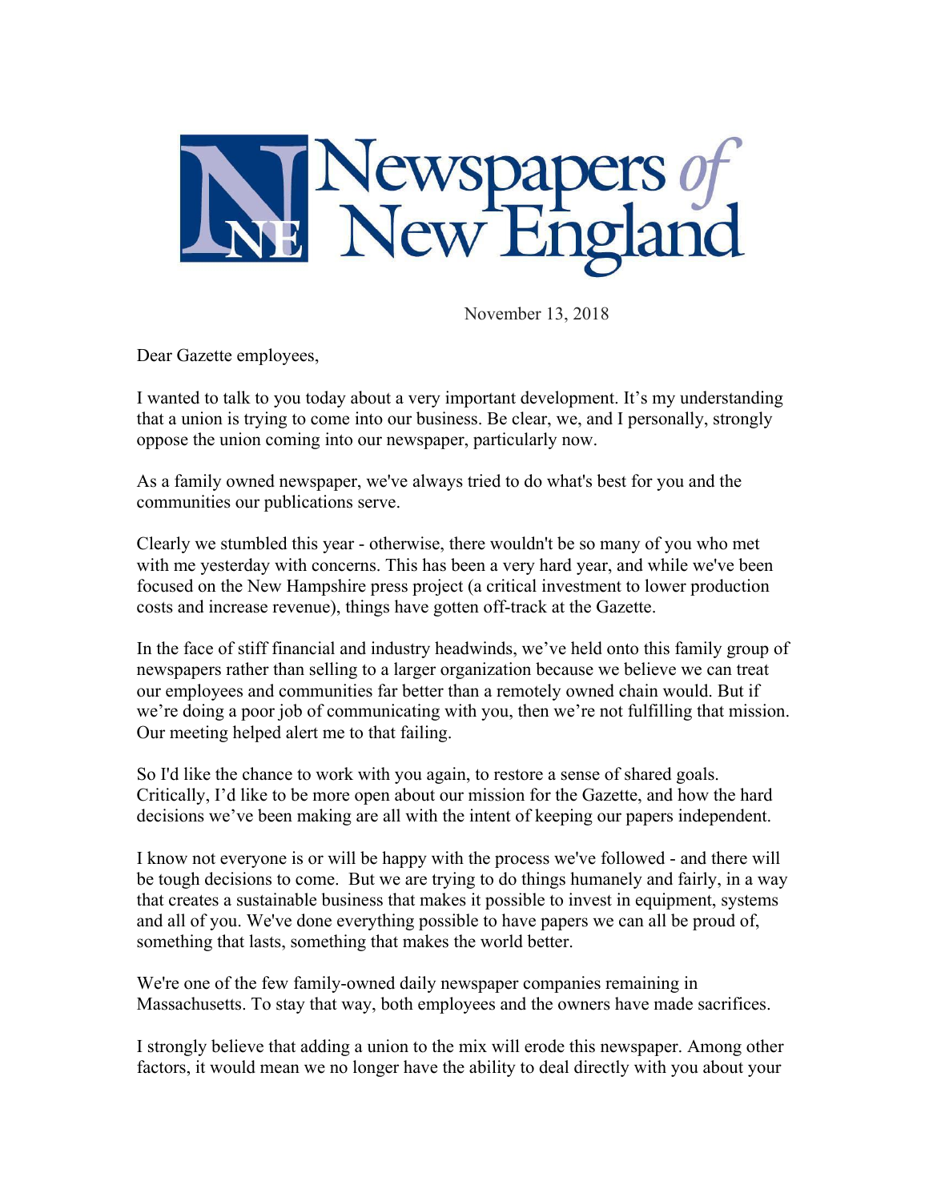Newspapers of New England

November 13, 2018

Dear Gazette employees,

I wanted to talk to you today about a very important development. It's my understanding that a union is trying to come into our business. Be clear, we, and I personally, strongly oppose the union coming into our newspaper, particularly now.

As a family owned newspaper, we've always tried to do what's best for you and the communities our publications serve.

Clearly we stumbled this year - otherwise, there wouldn't be so many of you who met with me yesterday with concerns. This has been a very hard year, and while we've been focused on the New Hampshire press project (a critical investment to lower production costs and increase revenue), things have gotten off-track at the Gazette.

In the face of stiff financial and industry headwinds, we've held onto this family group of newspapers rather than selling to a larger organization because we believe we can treat our employees and communities far better than a remotely owned chain would. But if we're doing a poor job of communicating with you, then we're not fulfilling that mission. Our meeting helped alert me to that failing.

So I'd like the chance to work with you again, to restore a sense of shared goals. Critically, I'd like to be more open about our mission for the Gazette, and how the hard decisions we've been making are all with the intent of keeping our papers independent.

I know not everyone is or will be happy with the process we've followed - and there will be tough decisions to come. But we are trying to do things humanely and fairly, in a way that creates a sustainable business that makes it possible to invest in equipment, systems and all of you. We've done everything possible to have papers we can all be proud of, something that lasts, something that makes the world better.

We're one of the few family-owned daily newspaper companies remaining in Massachusetts. To stay that way, both employees and the owners have made sacrifices.

I strongly believe that adding a union to the mix will erode this newspaper. Among other factors, it would mean we no longer have the ability to deal directly with you about your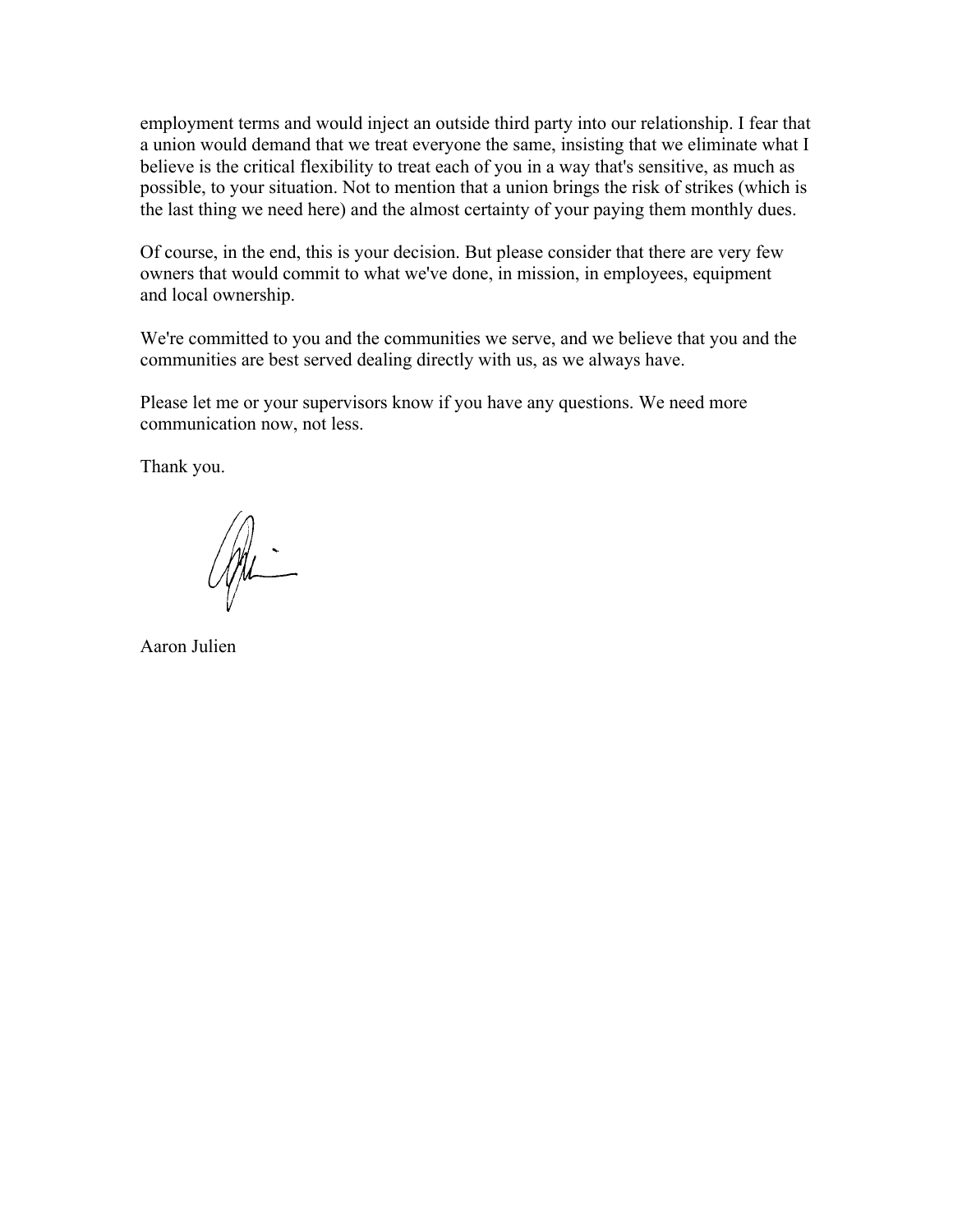employment terms and would inject an outside third party into our relationship. I fear that a union would demand that we treat everyone the same, insisting that we eliminate what I believe is the critical flexibility to treat each of you in a way that's sensitive, as much as possible, to your situation. Not to mention that a union brings the risk of strikes (which is the last thing we need here) and the almost certainty of your paying them monthly dues.

Of course, in the end, this is your decision. But please consider that there are very few owners that would commit to what we've done, in mission, in employees, equipment and local ownership.

We're committed to you and the communities we serve, and we believe that you and the communities are best served dealing directly with us, as we always have.

Please let me or your supervisors know if you have any questions. We need more communication now, not less.

Thank you.

Aaron Julien